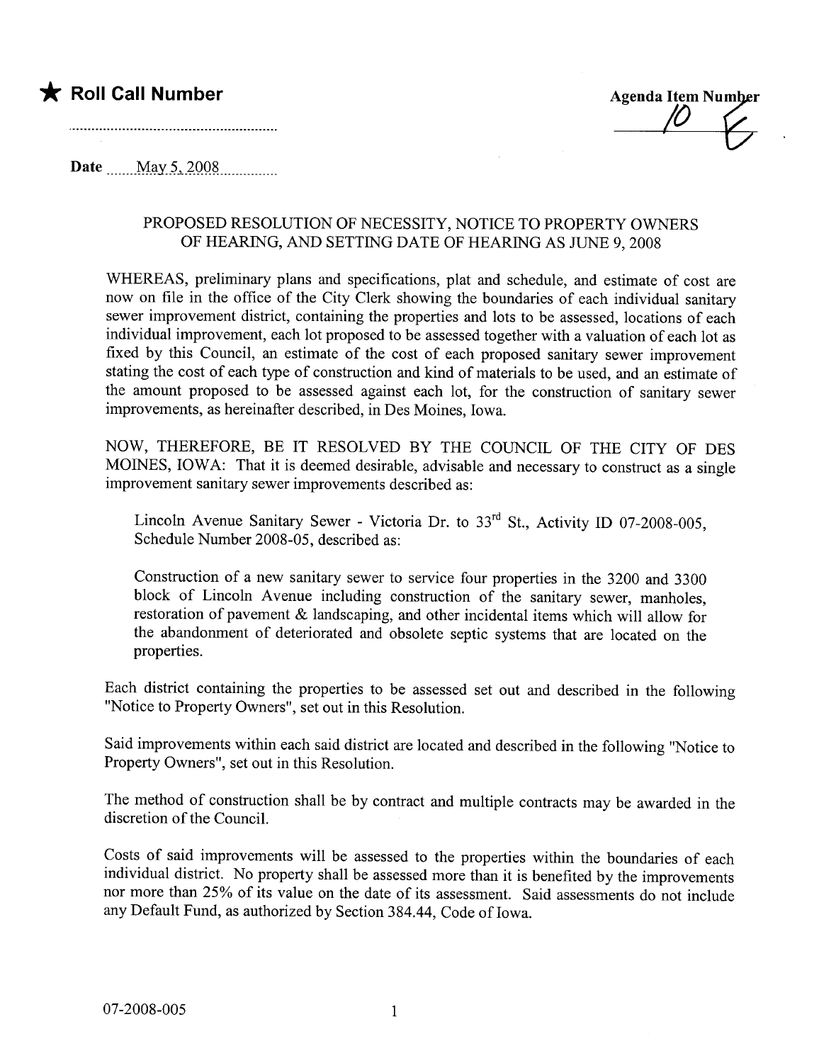★ **Roll Call Number**

..........................................................

**Agenda Item Number**
10 E

**Date** May 5, 2008

### PROPOSED RESOLUTION OF NECESSITY, NOTICE TO PROPERTY OWNERS OF HEARING, AND SETTING DATE OF HEARING AS JUNE 9, 2008

WHEREAS, preliminary plans and specifications, plat and schedule, and estimate of cost are now on file in the office of the City Clerk showing the boundaries of each individual sanitary sewer improvement district, containing the properties and lots to be assessed, locations of each individual improvement, each lot proposed to be assessed together with a valuation of each lot as fixed by this Council, an estimate of the cost of each proposed sanitary sewer improvement stating the cost of each type of construction and kind of materials to be used, and an estimate of the amount proposed to be assessed against each lot, for the construction of sanitary sewer improvements, as hereinafter described, in Des Moines, Iowa.

NOW, THEREFORE, BE IT RESOLVED BY THE COUNCIL OF THE CITY OF DES MOINES, IOWA: That it is deemed desirable, advisable and necessary to construct as a single improvement sanitary sewer improvements described as:

> Lincoln Avenue Sanitary Sewer - Victoria Dr. to 33rd St., Activity ID 07-2008-005, Schedule Number 2008-05, described as:
>
> Construction of a new sanitary sewer to service four properties in the 3200 and 3300 block of Lincoln Avenue including construction of the sanitary sewer, manholes, restoration of pavement & landscaping, and other incidental items which will allow for the abandonment of deteriorated and obsolete septic systems that are located on the properties.

Each district containing the properties to be assessed set out and described in the following "Notice to Property Owners", set out in this Resolution.

Said improvements within each said district are located and described in the following "Notice to Property Owners", set out in this Resolution.

The method of construction shall be by contract and multiple contracts may be awarded in the discretion of the Council.

Costs of said improvements will be assessed to the properties within the boundaries of each individual district. No property shall be assessed more than it is benefited by the improvements nor more than 25% of its value on the date of its assessment. Said assessments do not include any Default Fund, as authorized by Section 384.44, Code of Iowa.

07-2008-005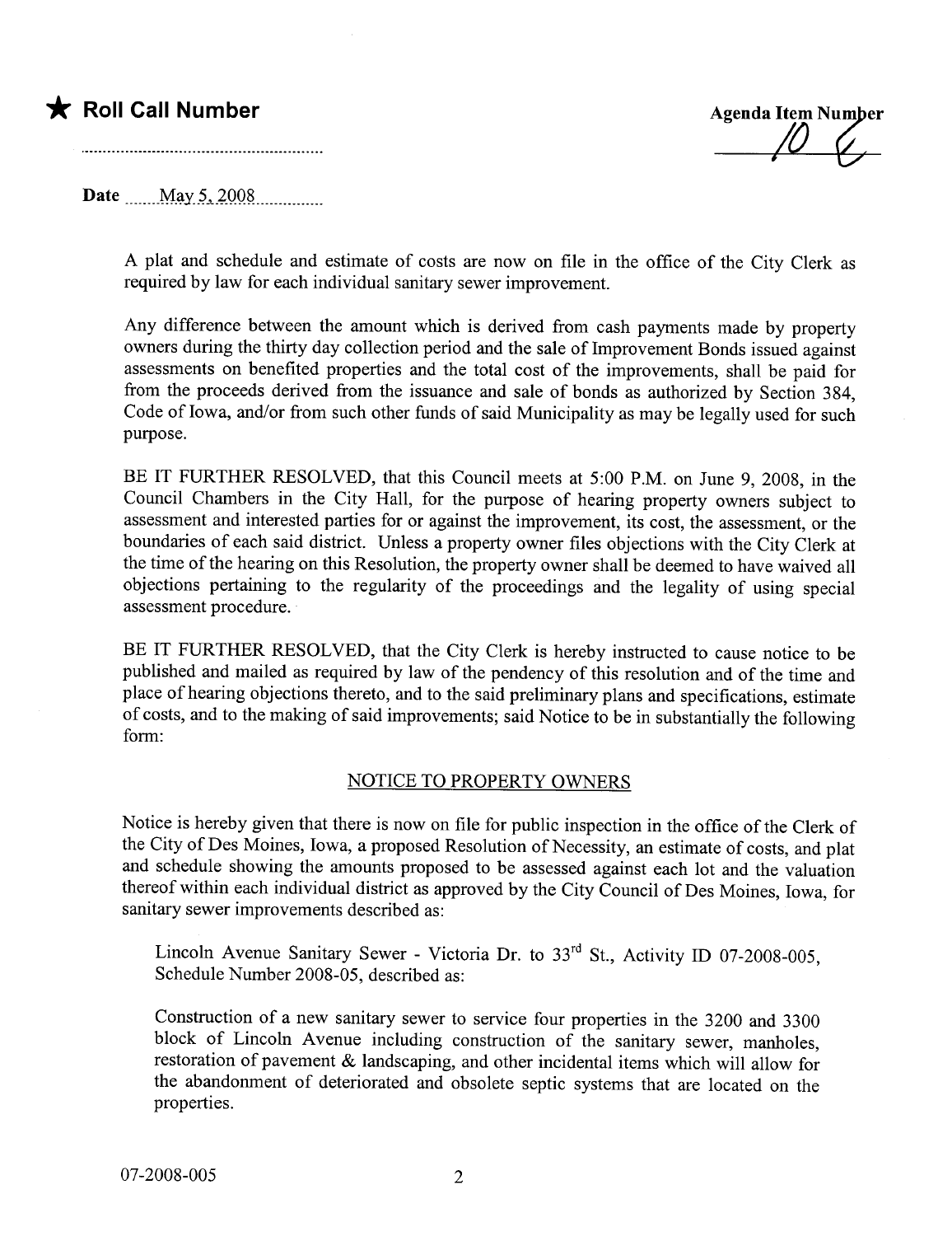★ **Roll Call Number**

..........................................................

**Agenda Item Number**
10 E

**Date** May 5, 2008

A plat and schedule and estimate of costs are now on file in the office of the City Clerk as required by law for each individual sanitary sewer improvement.

Any difference between the amount which is derived from cash payments made by property owners during the thirty day collection period and the sale of Improvement Bonds issued against assessments on benefited properties and the total cost of the improvements, shall be paid for from the proceeds derived from the issuance and sale of bonds as authorized by Section 384, Code of Iowa, and/or from such other funds of said Municipality as may be legally used for such purpose.

BE IT FURTHER RESOLVED, that this Council meets at 5:00 P.M. on June 9, 2008, in the Council Chambers in the City Hall, for the purpose of hearing property owners subject to assessment and interested parties for or against the improvement, its cost, the assessment, or the boundaries of each said district. Unless a property owner files objections with the City Clerk at the time of the hearing on this Resolution, the property owner shall be deemed to have waived all objections pertaining to the regularity of the proceedings and the legality of using special assessment procedure.

BE IT FURTHER RESOLVED, that the City Clerk is hereby instructed to cause notice to be published and mailed as required by law of the pendency of this resolution and of the time and place of hearing objections thereto, and to the said preliminary plans and specifications, estimate of costs, and to the making of said improvements; said Notice to be in substantially the following form:

## NOTICE TO PROPERTY OWNERS

Notice is hereby given that there is now on file for public inspection in the office of the Clerk of the City of Des Moines, Iowa, a proposed Resolution of Necessity, an estimate of costs, and plat and schedule showing the amounts proposed to be assessed against each lot and the valuation thereof within each individual district as approved by the City Council of Des Moines, Iowa, for sanitary sewer improvements described as:

Lincoln Avenue Sanitary Sewer - Victoria Dr. to 33rd St., Activity ID 07-2008-005, Schedule Number 2008-05, described as:

Construction of a new sanitary sewer to service four properties in the 3200 and 3300 block of Lincoln Avenue including construction of the sanitary sewer, manholes, restoration of pavement & landscaping, and other incidental items which will allow for the abandonment of deteriorated and obsolete septic systems that are located on the properties.

07-2008-005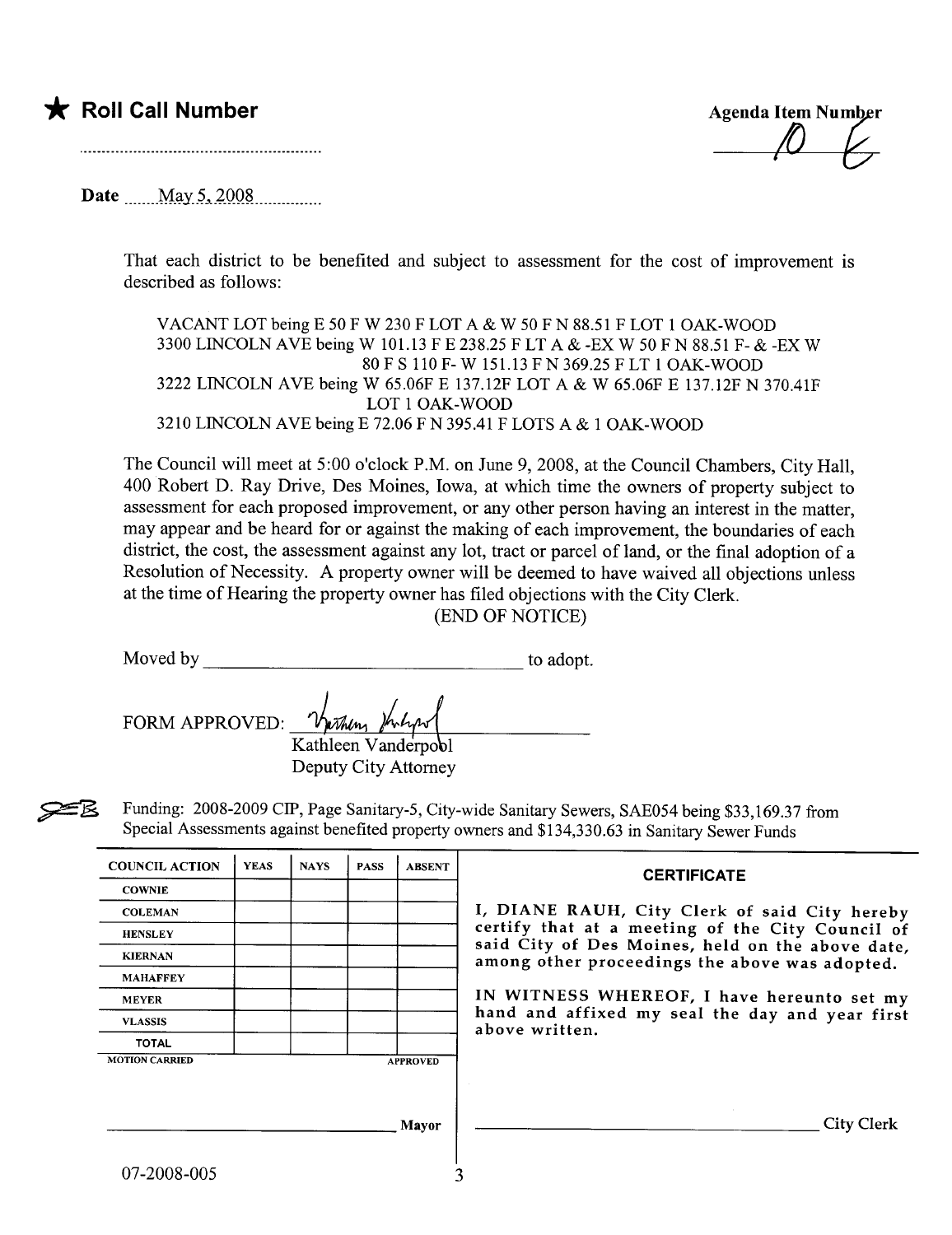★ **Roll Call Number**

........................................................

Agenda Item Number

10 E

Date May 5, 2008

That each district to be benefited and subject to assessment for the cost of improvement is described as follows:

VACANT LOT being E 50 F W 230 F LOT A & W 50 F N 88.51 F LOT 1 OAK-WOOD
3300 LINCOLN AVE being W 101.13 F E 238.25 F LT A & -EX W 50 F N 88.51 F- & -EX W 80 F S 110 F- W 151.13 F N 369.25 F LT 1 OAK-WOOD
3222 LINCOLN AVE being W 65.06F E 137.12F LOT A & W 65.06F E 137.12F N 370.41F LOT 1 OAK-WOOD
3210 LINCOLN AVE being E 72.06 F N 395.41 F LOTS A & 1 OAK-WOOD

The Council will meet at 5:00 o'clock P.M. on June 9, 2008, at the Council Chambers, City Hall, 400 Robert D. Ray Drive, Des Moines, Iowa, at which time the owners of property subject to assessment for each proposed improvement, or any other person having an interest in the matter, may appear and be heard for or against the making of each improvement, the boundaries of each district, the cost, the assessment against any lot, tract or parcel of land, or the final adoption of a Resolution of Necessity. A property owner will be deemed to have waived all objections unless at the time of Hearing the property owner has filed objections with the City Clerk.

(END OF NOTICE)

Moved by ________________________________ to adopt.

FORM APPROVED: ________________________
Kathleen Vanderpool
Deputy City Attorney

Funding: 2008-2009 CIP, Page Sanitary-5, City-wide Sanitary Sewers, SAE054 being $33,169.37 from Special Assessments against benefited property owners and $134,330.63 in Sanitary Sewer Funds

| COUNCIL ACTION | YEAS | NAYS | PASS | ABSENT |
|---|---|---|---|---|
| COWNIE | | | | |
| COLEMAN | | | | |
| HENSLEY | | | | |
| KIERNAN | | | | |
| MAHAFFEY | | | | |
| MEYER | | | | |
| VLASSIS | | | | |
| TOTAL | | | | |
| MOTION CARRIED | | | | APPROVED |

________________________________ Mayor

**CERTIFICATE**

I, DIANE RAUH, City Clerk of said City hereby certify that at a meeting of the City Council of said City of Des Moines, held on the above date, among other proceedings the above was adopted.

IN WITNESS WHEREOF, I have hereunto set my hand and affixed my seal the day and year first above written.

________________________________ City Clerk

07-2008-005